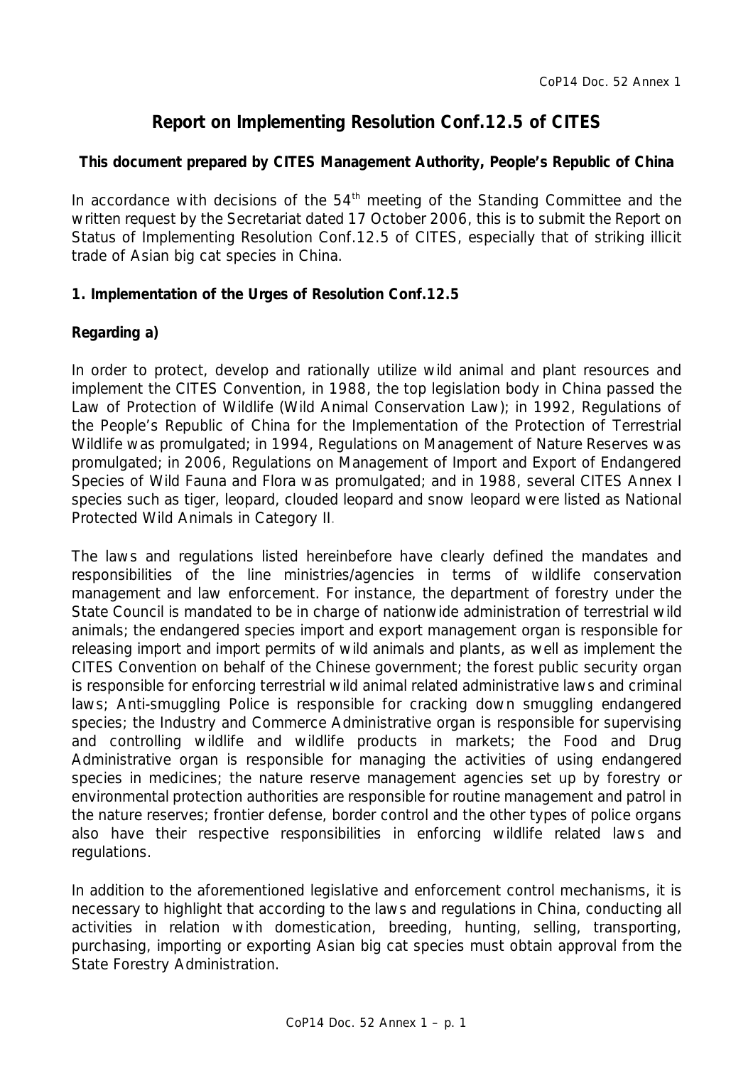# Report on Implementing Resolution Conf.12.5 of CITES

**This document prepared by CITES Management Authority, People's Republic of China**

In accordance with decisions of the 54th meeting of the Standing Committee and the written request by the Secretariat dated 17 October 2006, this is to submit the Report on Status of Implementing Resolution Conf.12.5 of CITES, especially that of striking illicit trade of Asian big cat species in China.

## 1. Implementation of the Urges of Resolution Conf.12.5

### Regarding a)

In order to protect, develop and rationally utilize wild animal and plant resources and implement the CITES Convention, in 1988, the top legislation body in China passed the Law of Protection of Wildlife (Wild Animal Conservation Law); in 1992, Regulations of the People's Republic of China for the Implementation of the Protection of Terrestrial Wildlife was promulgated; in 1994, Regulations on Management of Nature Reserves was promulgated; in 2006, Regulations on Management of Import and Export of Endangered Species of Wild Fauna and Flora was promulgated; and in 1988, several CITES Annex I species such as tiger, leopard, clouded leopard and snow leopard were listed as National Protected Wild Animals in Category II.

The laws and regulations listed hereinbefore have clearly defined the mandates and responsibilities of the line ministries/agencies in terms of wildlife conservation management and law enforcement. For instance, the department of forestry under the State Council is mandated to be in charge of nationwide administration of terrestrial wild animals; the endangered species import and export management organ is responsible for releasing import and import permits of wild animals and plants, as well as implement the CITES Convention on behalf of the Chinese government; the forest public security organ is responsible for enforcing terrestrial wild animal related administrative laws and criminal laws; Anti-smuggling Police is responsible for cracking down smuggling endangered species; the Industry and Commerce Administrative organ is responsible for supervising and controlling wildlife and wildlife products in markets; the Food and Drug Administrative organ is responsible for managing the activities of using endangered species in medicines; the nature reserve management agencies set up by forestry or environmental protection authorities are responsible for routine management and patrol in the nature reserves; frontier defense, border control and the other types of police organs also have their respective responsibilities in enforcing wildlife related laws and regulations.

In addition to the aforementioned legislative and enforcement control mechanisms, it is necessary to highlight that according to the laws and regulations in China, conducting all activities in relation with domestication, breeding, hunting, selling, transporting, purchasing, importing or exporting Asian big cat species must obtain approval from the State Forestry Administration.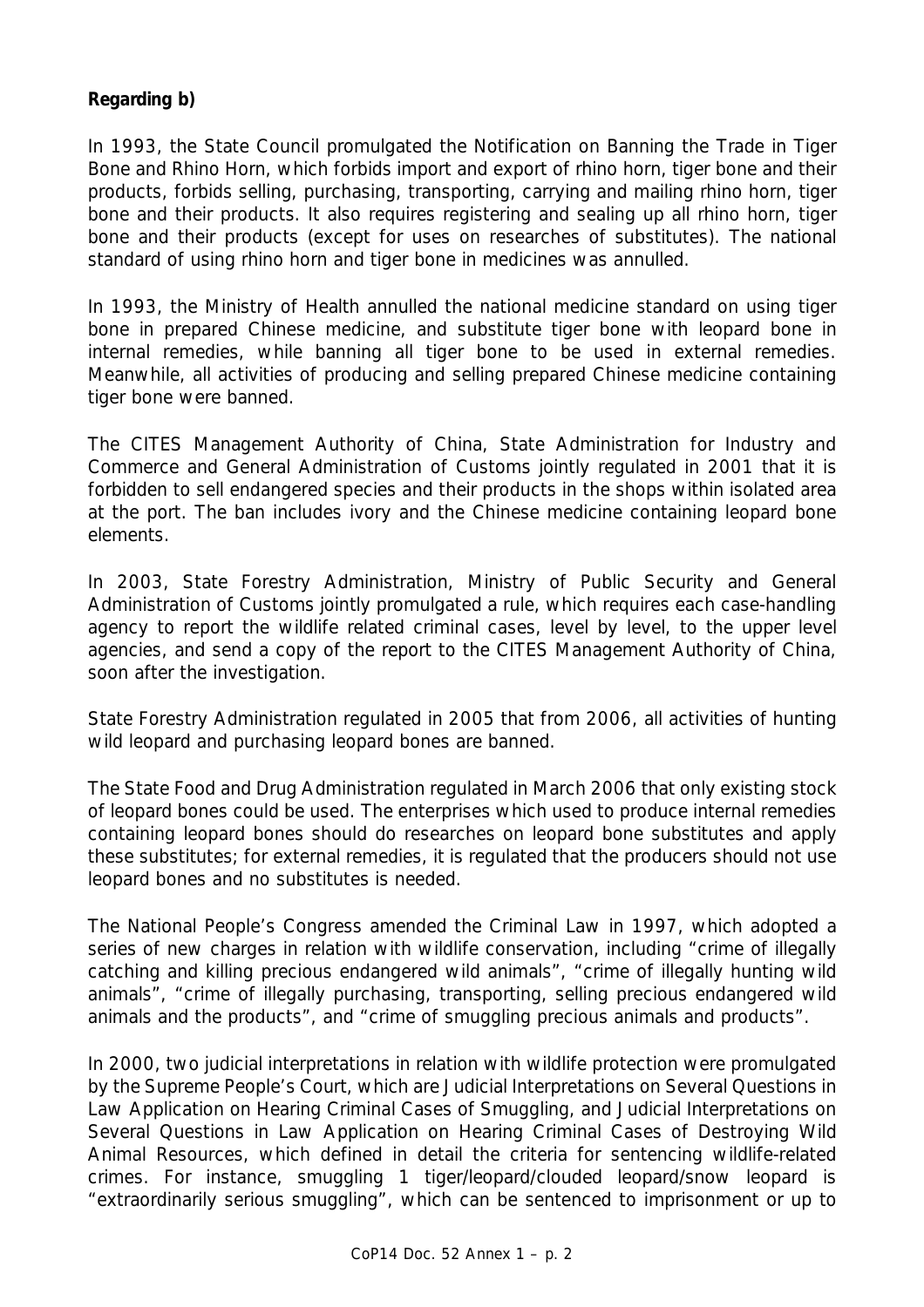**Regarding b)**

In 1993, the State Council promulgated the Notification on Banning the Trade in Tiger Bone and Rhino Horn, which forbids import and export of rhino horn, tiger bone and their products, forbids selling, purchasing, transporting, carrying and mailing rhino horn, tiger bone and their products. It also requires registering and sealing up all rhino horn, tiger bone and their products (except for uses on researches of substitutes). The national standard of using rhino horn and tiger bone in medicines was annulled.

In 1993, the Ministry of Health annulled the national medicine standard on using tiger bone in prepared Chinese medicine, and substitute tiger bone with leopard bone in internal remedies, while banning all tiger bone to be used in external remedies. Meanwhile, all activities of producing and selling prepared Chinese medicine containing tiger bone were banned.

The CITES Management Authority of China, State Administration for Industry and Commerce and General Administration of Customs jointly regulated in 2001 that it is forbidden to sell endangered species and their products in the shops within isolated area at the port. The ban includes ivory and the Chinese medicine containing leopard bone elements.

In 2003, State Forestry Administration, Ministry of Public Security and General Administration of Customs jointly promulgated a rule, which requires each case-handling agency to report the wildlife related criminal cases, level by level, to the upper level agencies, and send a copy of the report to the CITES Management Authority of China, soon after the investigation.

State Forestry Administration regulated in 2005 that from 2006, all activities of hunting wild leopard and purchasing leopard bones are banned.

The State Food and Drug Administration regulated in March 2006 that only existing stock of leopard bones could be used. The enterprises which used to produce internal remedies containing leopard bones should do researches on leopard bone substitutes and apply these substitutes; for external remedies, it is regulated that the producers should not use leopard bones and no substitutes is needed.

The National People's Congress amended the Criminal Law in 1997, which adopted a series of new charges in relation with wildlife conservation, including "crime of illegally catching and killing precious endangered wild animals", "crime of illegally hunting wild animals", "crime of illegally purchasing, transporting, selling precious endangered wild animals and the products", and "crime of smuggling precious animals and products".

In 2000, two judicial interpretations in relation with wildlife protection were promulgated by the Supreme People's Court, which are Judicial Interpretations on Several Questions in Law Application on Hearing Criminal Cases of Smuggling, and Judicial Interpretations on Several Questions in Law Application on Hearing Criminal Cases of Destroying Wild Animal Resources, which defined in detail the criteria for sentencing wildlife-related crimes. For instance, smuggling 1 tiger/leopard/clouded leopard/snow leopard is "extraordinarily serious smuggling", which can be sentenced to imprisonment or up to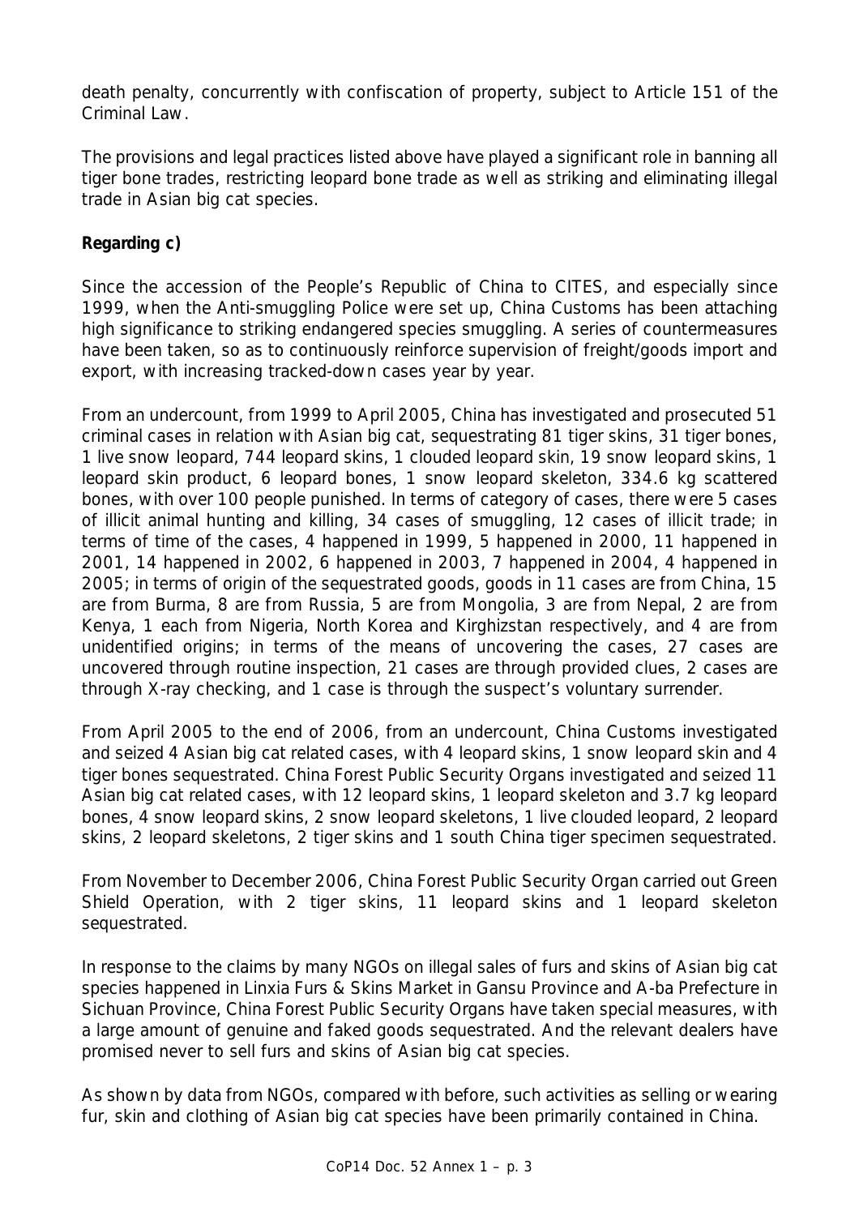death penalty, concurrently with confiscation of property, subject to Article 151 of the Criminal Law.

The provisions and legal practices listed above have played a significant role in banning all tiger bone trades, restricting leopard bone trade as well as striking and eliminating illegal trade in Asian big cat species.

**Regarding c)**

Since the accession of the People's Republic of China to CITES, and especially since 1999, when the Anti-smuggling Police were set up, China Customs has been attaching high significance to striking endangered species smuggling. A series of countermeasures have been taken, so as to continuously reinforce supervision of freight/goods import and export, with increasing tracked-down cases year by year.

From an undercount, from 1999 to April 2005, China has investigated and prosecuted 51 criminal cases in relation with Asian big cat, sequestrating 81 tiger skins, 31 tiger bones, 1 live snow leopard, 744 leopard skins, 1 clouded leopard skin, 19 snow leopard skins, 1 leopard skin product, 6 leopard bones, 1 snow leopard skeleton, 334.6 kg scattered bones, with over 100 people punished. In terms of category of cases, there were 5 cases of illicit animal hunting and killing, 34 cases of smuggling, 12 cases of illicit trade; in terms of time of the cases, 4 happened in 1999, 5 happened in 2000, 11 happened in 2001, 14 happened in 2002, 6 happened in 2003, 7 happened in 2004, 4 happened in 2005; in terms of origin of the sequestrated goods, goods in 11 cases are from China, 15 are from Burma, 8 are from Russia, 5 are from Mongolia, 3 are from Nepal, 2 are from Kenya, 1 each from Nigeria, North Korea and Kirghizstan respectively, and 4 are from unidentified origins; in terms of the means of uncovering the cases, 27 cases are uncovered through routine inspection, 21 cases are through provided clues, 2 cases are through X-ray checking, and 1 case is through the suspect's voluntary surrender.

From April 2005 to the end of 2006, from an undercount, China Customs investigated and seized 4 Asian big cat related cases, with 4 leopard skins, 1 snow leopard skin and 4 tiger bones sequestrated. China Forest Public Security Organs investigated and seized 11 Asian big cat related cases, with 12 leopard skins, 1 leopard skeleton and 3.7 kg leopard bones, 4 snow leopard skins, 2 snow leopard skeletons, 1 live clouded leopard, 2 leopard skins, 2 leopard skeletons, 2 tiger skins and 1 south China tiger specimen sequestrated.

From November to December 2006, China Forest Public Security Organ carried out Green Shield Operation, with 2 tiger skins, 11 leopard skins and 1 leopard skeleton sequestrated.

In response to the claims by many NGOs on illegal sales of furs and skins of Asian big cat species happened in Linxia Furs & Skins Market in Gansu Province and A-ba Prefecture in Sichuan Province, China Forest Public Security Organs have taken special measures, with a large amount of genuine and faked goods sequestrated. And the relevant dealers have promised never to sell furs and skins of Asian big cat species.

As shown by data from NGOs, compared with before, such activities as selling or wearing fur, skin and clothing of Asian big cat species have been primarily contained in China.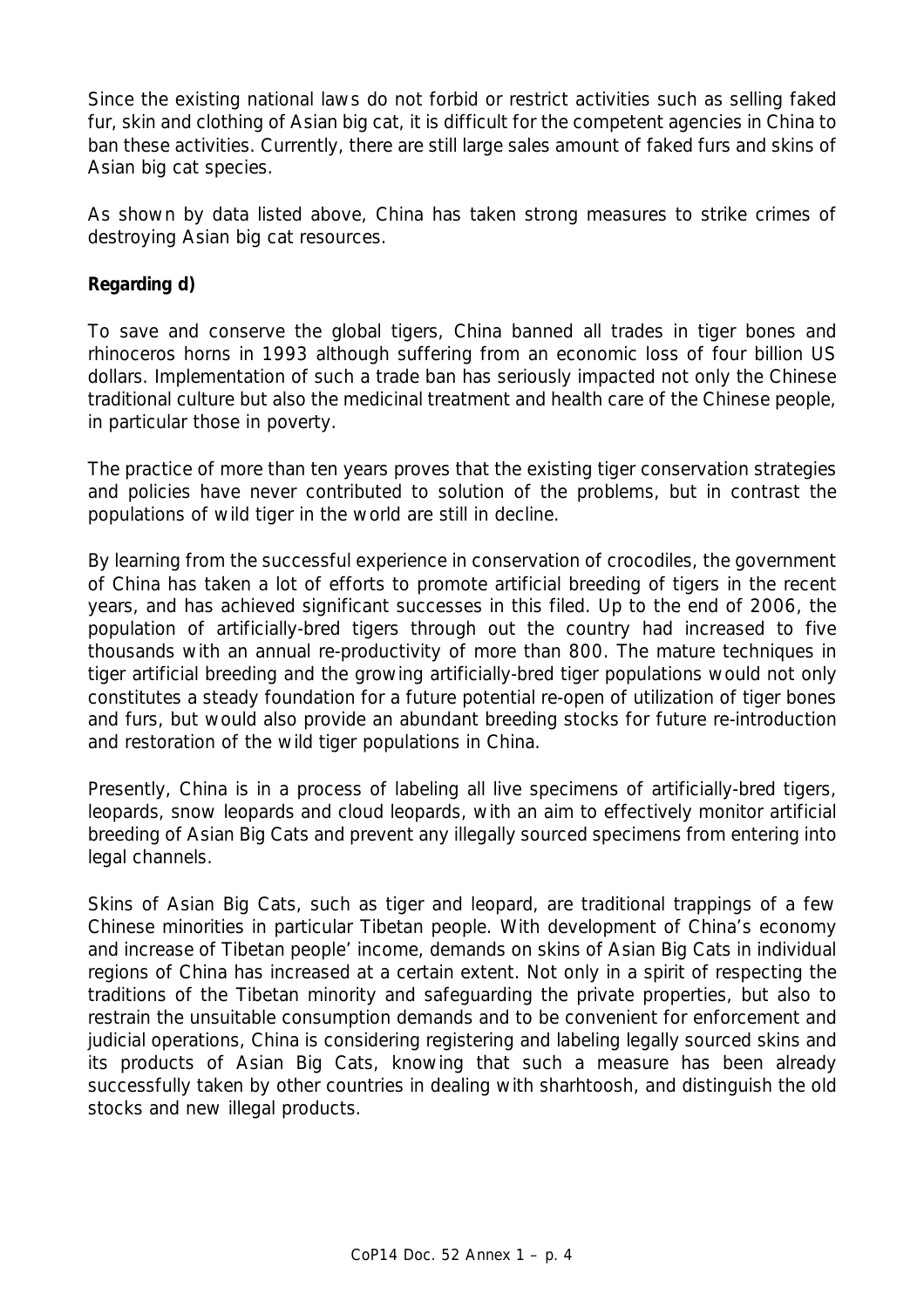Since the existing national laws do not forbid or restrict activities such as selling faked fur, skin and clothing of Asian big cat, it is difficult for the competent agencies in China to ban these activities. Currently, there are still large sales amount of faked furs and skins of Asian big cat species.

As shown by data listed above, China has taken strong measures to strike crimes of destroying Asian big cat resources.

**Regarding d)**

To save and conserve the global tigers, China banned all trades in tiger bones and rhinoceros horns in 1993 although suffering from an economic loss of four billion US dollars. Implementation of such a trade ban has seriously impacted not only the Chinese traditional culture but also the medicinal treatment and health care of the Chinese people, in particular those in poverty.

The practice of more than ten years proves that the existing tiger conservation strategies and policies have never contributed to solution of the problems, but in contrast the populations of wild tiger in the world are still in decline.

By learning from the successful experience in conservation of crocodiles, the government of China has taken a lot of efforts to promote artificial breeding of tigers in the recent years, and has achieved significant successes in this filed. Up to the end of 2006, the population of artificially-bred tigers through out the country had increased to five thousands with an annual re-productivity of more than 800. The mature techniques in tiger artificial breeding and the growing artificially-bred tiger populations would not only constitutes a steady foundation for a future potential re-open of utilization of tiger bones and furs, but would also provide an abundant breeding stocks for future re-introduction and restoration of the wild tiger populations in China.

Presently, China is in a process of labeling all live specimens of artificially-bred tigers, leopards, snow leopards and cloud leopards, with an aim to effectively monitor artificial breeding of Asian Big Cats and prevent any illegally sourced specimens from entering into legal channels.

Skins of Asian Big Cats, such as tiger and leopard, are traditional trappings of a few Chinese minorities in particular Tibetan people. With development of China's economy and increase of Tibetan people' income, demands on skins of Asian Big Cats in individual regions of China has increased at a certain extent. Not only in a spirit of respecting the traditions of the Tibetan minority and safeguarding the private properties, but also to restrain the unsuitable consumption demands and to be convenient for enforcement and judicial operations, China is considering registering and labeling legally sourced skins and its products of Asian Big Cats, knowing that such a measure has been already successfully taken by other countries in dealing with sharhtoosh, and distinguish the old stocks and new illegal products.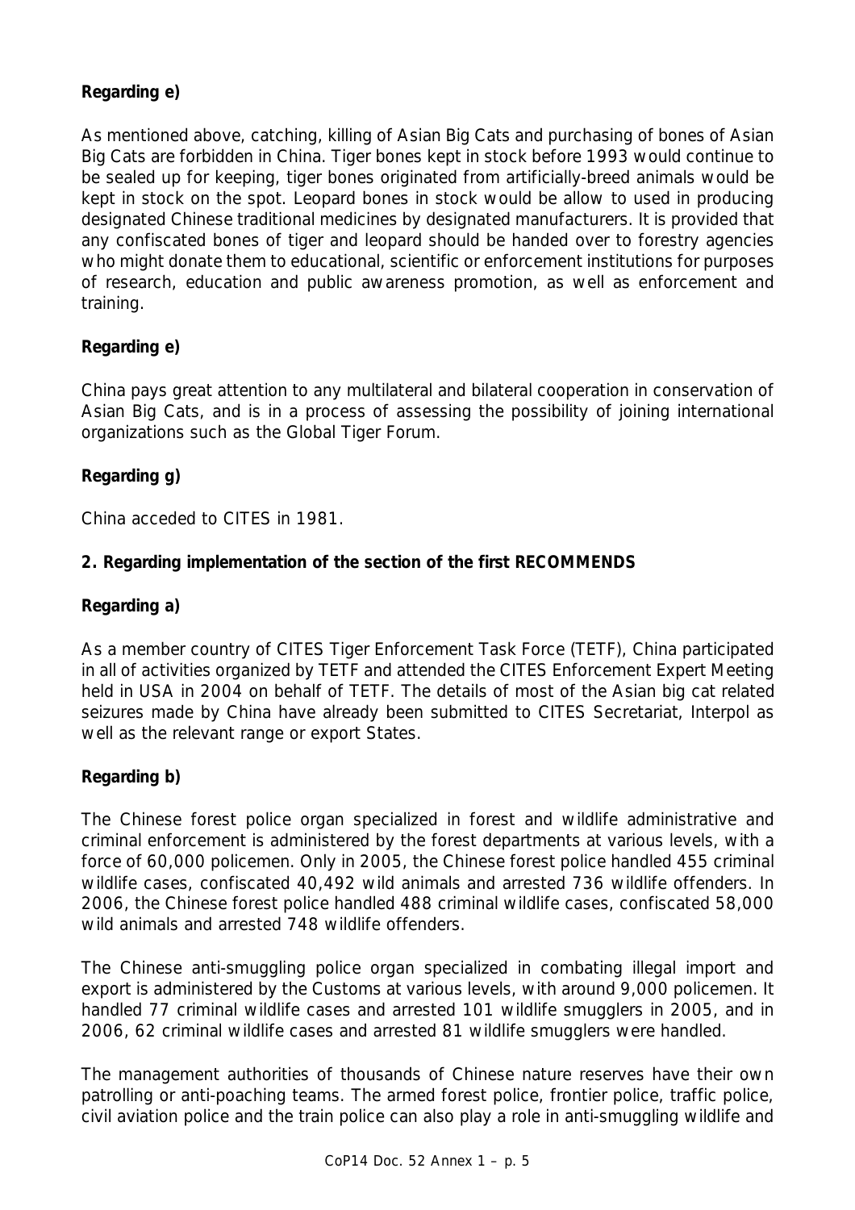**Regarding e)**

As mentioned above, catching, killing of Asian Big Cats and purchasing of bones of Asian Big Cats are forbidden in China. Tiger bones kept in stock before 1993 would continue to be sealed up for keeping, tiger bones originated from artificially-breed animals would be kept in stock on the spot. Leopard bones in stock would be allow to used in producing designated Chinese traditional medicines by designated manufacturers. It is provided that any confiscated bones of tiger and leopard should be handed over to forestry agencies who might donate them to educational, scientific or enforcement institutions for purposes of research, education and public awareness promotion, as well as enforcement and training.

**Regarding e)**

China pays great attention to any multilateral and bilateral cooperation in conservation of Asian Big Cats, and is in a process of assessing the possibility of joining international organizations such as the Global Tiger Forum.

**Regarding g)**

China acceded to CITES in 1981.

**2. Regarding implementation of the section of the first RECOMMENDS**

**Regarding a)**

As a member country of CITES Tiger Enforcement Task Force (TETF), China participated in all of activities organized by TETF and attended the CITES Enforcement Expert Meeting held in USA in 2004 on behalf of TETF. The details of most of the Asian big cat related seizures made by China have already been submitted to CITES Secretariat, Interpol as well as the relevant range or export States.

**Regarding b)**

The Chinese forest police organ specialized in forest and wildlife administrative and criminal enforcement is administered by the forest departments at various levels, with a force of 60,000 policemen. Only in 2005, the Chinese forest police handled 455 criminal wildlife cases, confiscated 40,492 wild animals and arrested 736 wildlife offenders. In 2006, the Chinese forest police handled 488 criminal wildlife cases, confiscated 58,000 wild animals and arrested 748 wildlife offenders.

The Chinese anti-smuggling police organ specialized in combating illegal import and export is administered by the Customs at various levels, with around 9,000 policemen. It handled 77 criminal wildlife cases and arrested 101 wildlife smugglers in 2005, and in 2006, 62 criminal wildlife cases and arrested 81 wildlife smugglers were handled.

The management authorities of thousands of Chinese nature reserves have their own patrolling or anti-poaching teams. The armed forest police, frontier police, traffic police, civil aviation police and the train police can also play a role in anti-smuggling wildlife and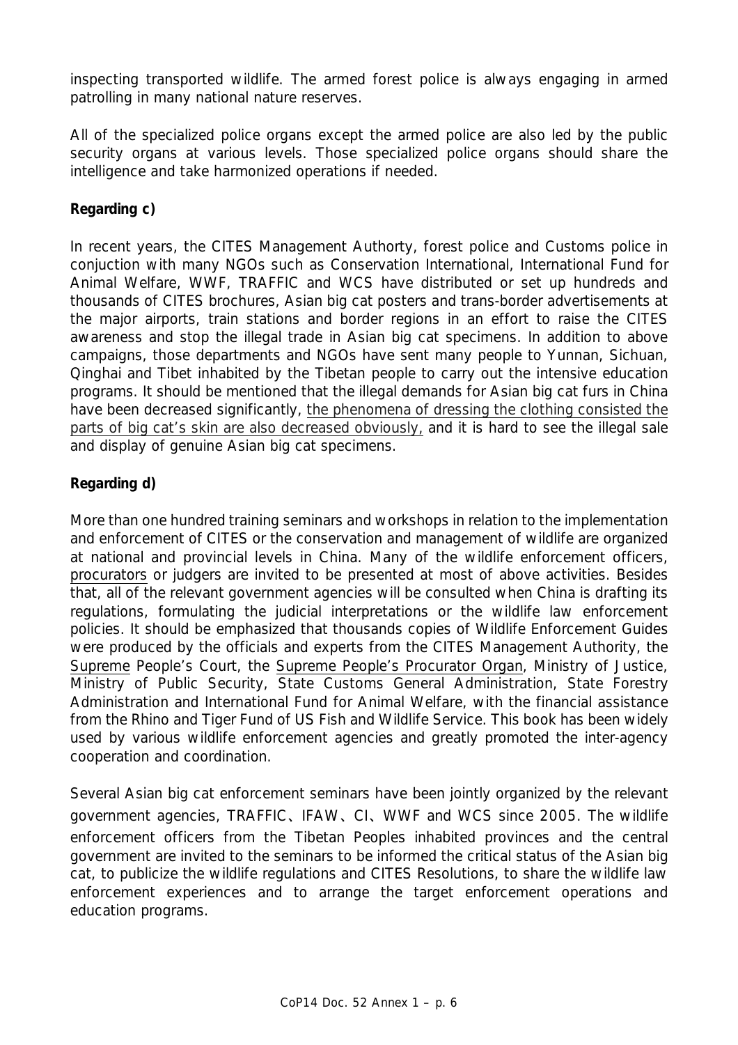inspecting transported wildlife. The armed forest police is always engaging in armed patrolling in many national nature reserves.

All of the specialized police organs except the armed police are also led by the public security organs at various levels. Those specialized police organs should share the intelligence and take harmonized operations if needed.

**Regarding c)**

In recent years, the CITES Management Authorty, forest police and Customs police in conjuction with many NGOs such as Conservation International, International Fund for Animal Welfare, WWF, TRAFFIC and WCS have distributed or set up hundreds and thousands of CITES brochures, Asian big cat posters and trans-border advertisements at the major airports, train stations and border regions in an effort to raise the CITES awareness and stop the illegal trade in Asian big cat specimens. In addition to above campaigns, those departments and NGOs have sent many people to Yunnan, Sichuan, Qinghai and Tibet inhabited by the Tibetan people to carry out the intensive education programs. It should be mentioned that the illegal demands for Asian big cat furs in China have been decreased significantly, the phenomena of dressing the clothing consisted the parts of big cat's skin are also decreased obviously, and it is hard to see the illegal sale and display of genuine Asian big cat specimens.

**Regarding d)**

More than one hundred training seminars and workshops in relation to the implementation and enforcement of CITES or the conservation and management of wildlife are organized at national and provincial levels in China. Many of the wildlife enforcement officers, procurators or judgers are invited to be presented at most of above activities. Besides that, all of the relevant government agencies will be consulted when China is drafting its regulations, formulating the judicial interpretations or the wildlife law enforcement policies. It should be emphasized that thousands copies of Wildlife Enforcement Guides were produced by the officials and experts from the CITES Management Authority, the Supreme People's Court, the Supreme People's Procurator Organ, Ministry of Justice, Ministry of Public Security, State Customs General Administration, State Forestry Administration and International Fund for Animal Welfare, with the financial assistance from the Rhino and Tiger Fund of US Fish and Wildlife Service. This book has been widely used by various wildlife enforcement agencies and greatly promoted the inter-agency cooperation and coordination.

Several Asian big cat enforcement seminars have been jointly organized by the relevant government agencies, TRAFFIC、IFAW、CI、WWF and WCS since 2005. The wildlife enforcement officers from the Tibetan Peoples inhabited provinces and the central government are invited to the seminars to be informed the critical status of the Asian big cat, to publicize the wildlife regulations and CITES Resolutions, to share the wildlife law enforcement experiences and to arrange the target enforcement operations and education programs.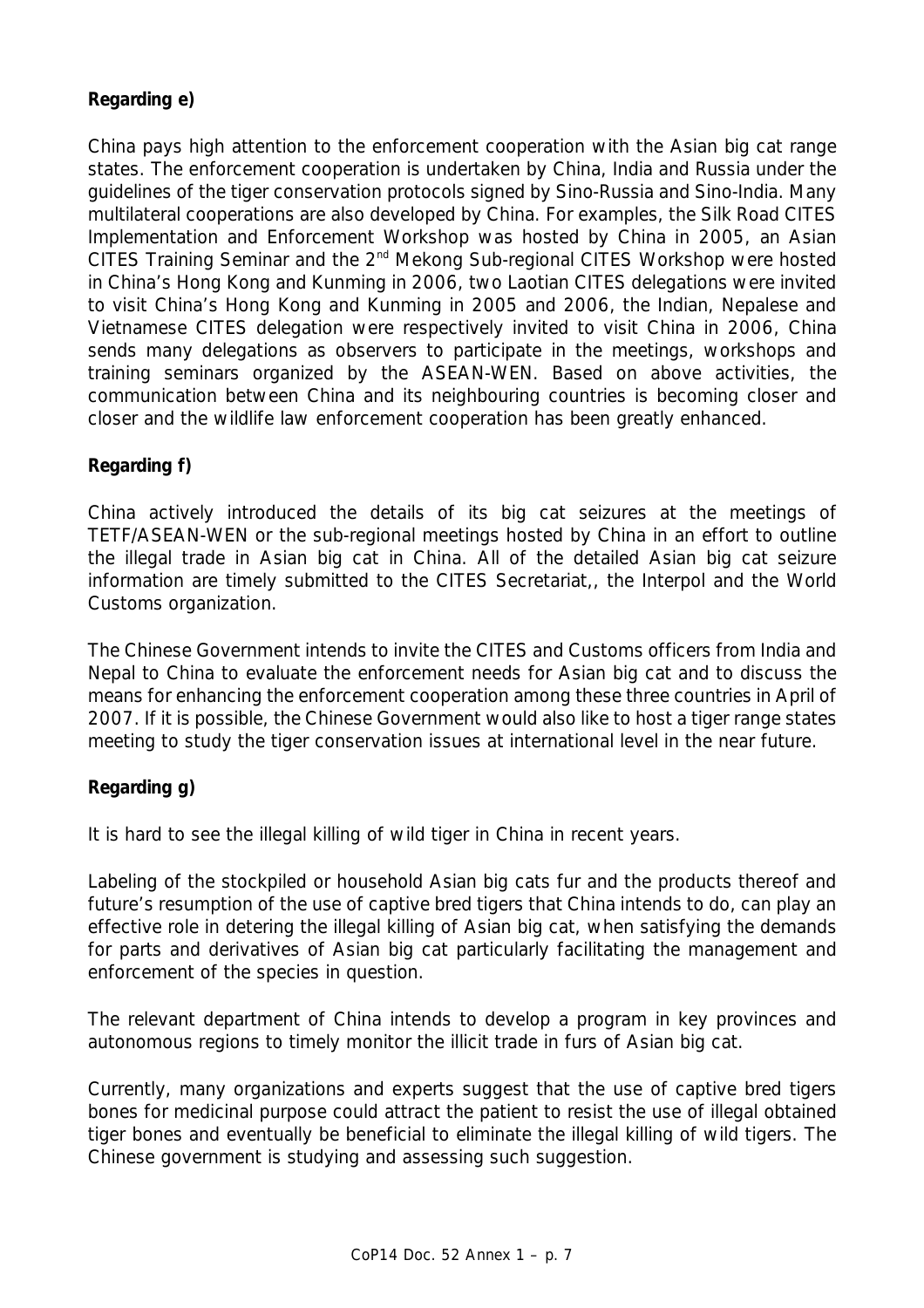**Regarding e)**

China pays high attention to the enforcement cooperation with the Asian big cat range states. The enforcement cooperation is undertaken by China, India and Russia under the guidelines of the tiger conservation protocols signed by Sino-Russia and Sino-India. Many multilateral cooperations are also developed by China. For examples, the Silk Road CITES Implementation and Enforcement Workshop was hosted by China in 2005, an Asian CITES Training Seminar and the 2nd Mekong Sub-regional CITES Workshop were hosted in China's Hong Kong and Kunming in 2006, two Laotian CITES delegations were invited to visit China's Hong Kong and Kunming in 2005 and 2006, the Indian, Nepalese and Vietnamese CITES delegation were respectively invited to visit China in 2006, China sends many delegations as observers to participate in the meetings, workshops and training seminars organized by the ASEAN-WEN. Based on above activities, the communication between China and its neighbouring countries is becoming closer and closer and the wildlife law enforcement cooperation has been greatly enhanced.

**Regarding f)**

China actively introduced the details of its big cat seizures at the meetings of TETF/ASEAN-WEN or the sub-regional meetings hosted by China in an effort to outline the illegal trade in Asian big cat in China. All of the detailed Asian big cat seizure information are timely submitted to the CITES Secretariat,, the Interpol and the World Customs organization.

The Chinese Government intends to invite the CITES and Customs officers from India and Nepal to China to evaluate the enforcement needs for Asian big cat and to discuss the means for enhancing the enforcement cooperation among these three countries in April of 2007. If it is possible, the Chinese Government would also like to host a tiger range states meeting to study the tiger conservation issues at international level in the near future.

**Regarding g)**

It is hard to see the illegal killing of wild tiger in China in recent years.

Labeling of the stockpiled or household Asian big cats fur and the products thereof and future's resumption of the use of captive bred tigers that China intends to do, can play an effective role in detering the illegal killing of Asian big cat, when satisfying the demands for parts and derivatives of Asian big cat particularly facilitating the management and enforcement of the species in question.

The relevant department of China intends to develop a program in key provinces and autonomous regions to timely monitor the illicit trade in furs of Asian big cat.

Currently, many organizations and experts suggest that the use of captive bred tigers bones for medicinal purpose could attract the patient to resist the use of illegal obtained tiger bones and eventually be beneficial to eliminate the illegal killing of wild tigers. The Chinese government is studying and assessing such suggestion.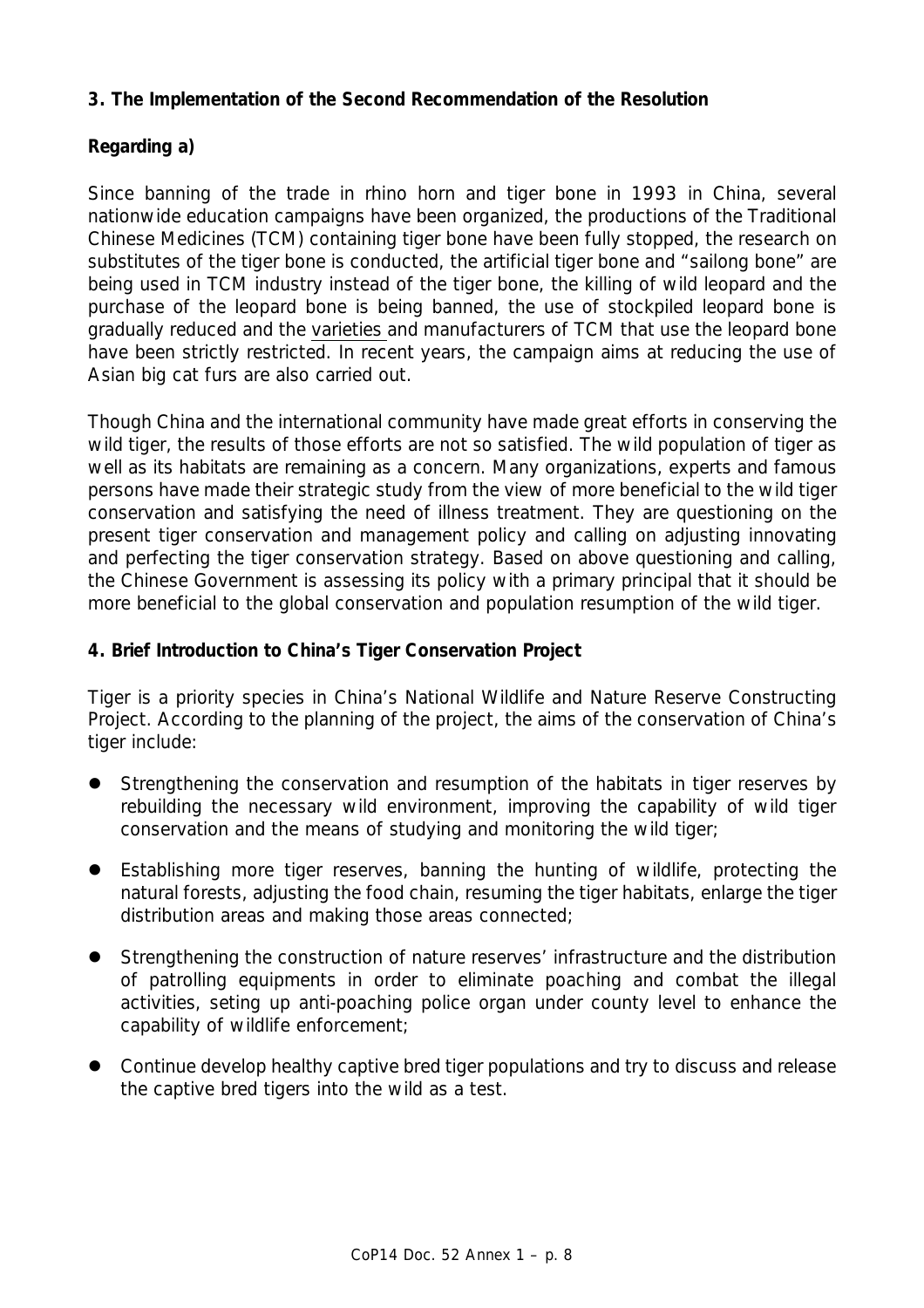**3. The Implementation of the Second Recommendation of the Resolution**

**Regarding a)**

Since banning of the trade in rhino horn and tiger bone in 1993 in China, several nationwide education campaigns have been organized, the productions of the Traditional Chinese Medicines (TCM) containing tiger bone have been fully stopped, the research on substitutes of the tiger bone is conducted, the artificial tiger bone and "sailong bone" are being used in TCM industry instead of the tiger bone, the killing of wild leopard and the purchase of the leopard bone is being banned, the use of stockpiled leopard bone is gradually reduced and the varieties and manufacturers of TCM that use the leopard bone have been strictly restricted. In recent years, the campaign aims at reducing the use of Asian big cat furs are also carried out.

Though China and the international community have made great efforts in conserving the wild tiger, the results of those efforts are not so satisfied. The wild population of tiger as well as its habitats are remaining as a concern. Many organizations, experts and famous persons have made their strategic study from the view of more beneficial to the wild tiger conservation and satisfying the need of illness treatment. They are questioning on the present tiger conservation and management policy and calling on adjusting innovating and perfecting the tiger conservation strategy. Based on above questioning and calling, the Chinese Government is assessing its policy with a primary principal that it should be more beneficial to the global conservation and population resumption of the wild tiger.

**4. Brief Introduction to China's Tiger Conservation Project**

Tiger is a priority species in China's National Wildlife and Nature Reserve Constructing Project. According to the planning of the project, the aims of the conservation of China's tiger include:

- Strengthening the conservation and resumption of the habitats in tiger reserves by rebuilding the necessary wild environment, improving the capability of wild tiger conservation and the means of studying and monitoring the wild tiger;
- Establishing more tiger reserves, banning the hunting of wildlife, protecting the natural forests, adjusting the food chain, resuming the tiger habitats, enlarge the tiger distribution areas and making those areas connected;
- Strengthening the construction of nature reserves' infrastructure and the distribution of patrolling equipments in order to eliminate poaching and combat the illegal activities, seting up anti-poaching police organ under county level to enhance the capability of wildlife enforcement;
- Continue develop healthy captive bred tiger populations and try to discuss and release the captive bred tigers into the wild as a test.